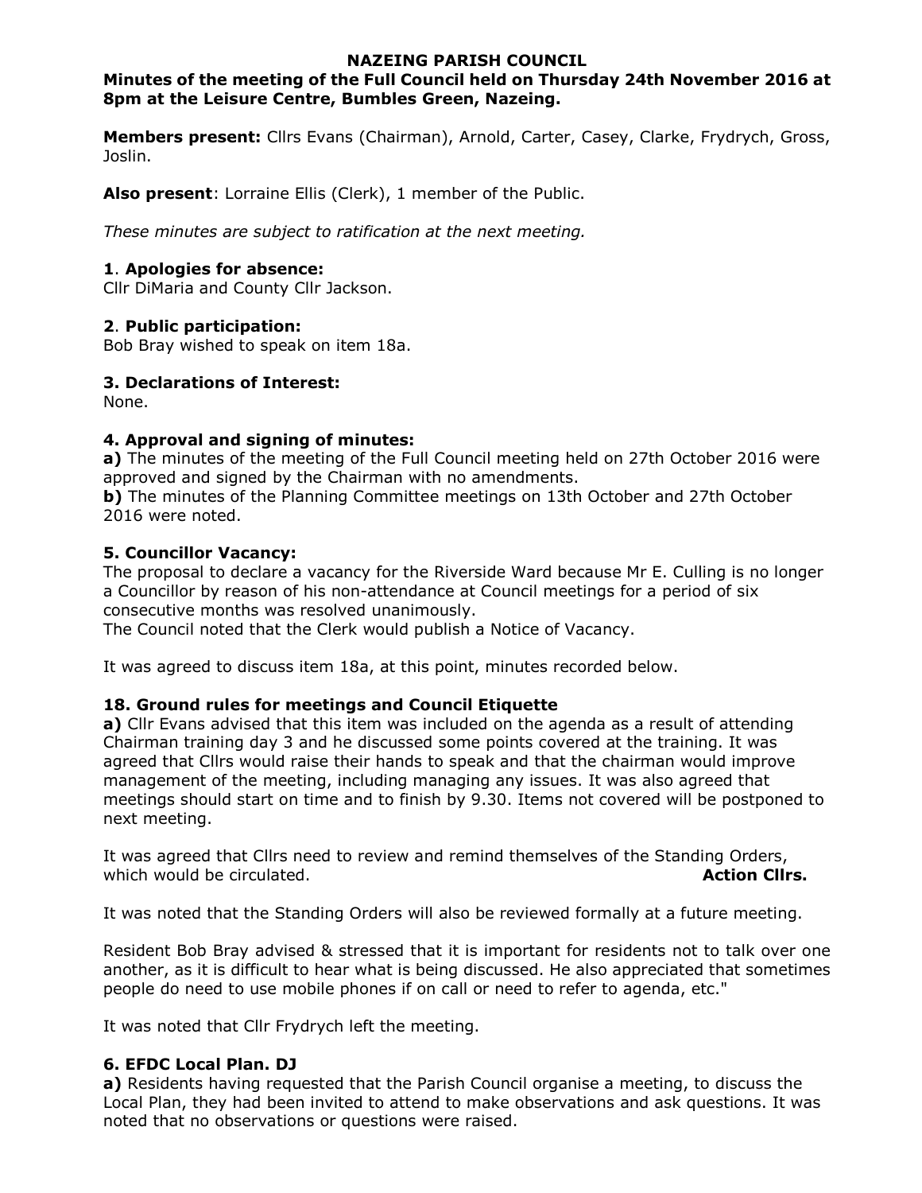# NAZEING PARISH COUNCIL

**Minutes of the meeting of the Full Council held on Thursday 24th November 2016 at 8pm at the Leisure Centre, Bumbles Green, Nazeing.**

**Members present:** Cllrs Evans (Chairman), Arnold, Carter, Casey, Clarke, Frydrych, Gross, Joslin.

**Also present**: Lorraine Ellis (Clerk), 1 member of the Public.

*These minutes are subject to ratification at the next meeting.*

### 1. Apologies for absence:

Cllr DiMaria and County Cllr Jackson.

### 2. Public participation:

Bob Bray wished to speak on item 18a.

### 3. Declarations of Interest:

None.

### 4. Approval and signing of minutes:

**a)** The minutes of the meeting of the Full Council meeting held on 27th October 2016 were approved and signed by the Chairman with no amendments.
**b)** The minutes of the Planning Committee meetings on 13th October and 27th October 2016 were noted.

### 5. Councillor Vacancy:

The proposal to declare a vacancy for the Riverside Ward because Mr E. Culling is no longer a Councillor by reason of his non-attendance at Council meetings for a period of six consecutive months was resolved unanimously.
The Council noted that the Clerk would publish a Notice of Vacancy.

It was agreed to discuss item 18a, at this point, minutes recorded below.

### 18. Ground rules for meetings and Council Etiquette

**a)** Cllr Evans advised that this item was included on the agenda as a result of attending Chairman training day 3 and he discussed some points covered at the training. It was agreed that Cllrs would raise their hands to speak and that the chairman would improve management of the meeting, including managing any issues. It was also agreed that meetings should start on time and to finish by 9.30. Items not covered will be postponed to next meeting.

It was agreed that Cllrs need to review and remind themselves of the Standing Orders, which would be circulated. **Action Cllrs.**

It was noted that the Standing Orders will also be reviewed formally at a future meeting.

Resident Bob Bray advised & stressed that it is important for residents not to talk over one another, as it is difficult to hear what is being discussed. He also appreciated that sometimes people do need to use mobile phones if on call or need to refer to agenda, etc."

It was noted that Cllr Frydrych left the meeting.

### 6. EFDC Local Plan. DJ

**a)** Residents having requested that the Parish Council organise a meeting, to discuss the Local Plan, they had been invited to attend to make observations and ask questions. It was noted that no observations or questions were raised.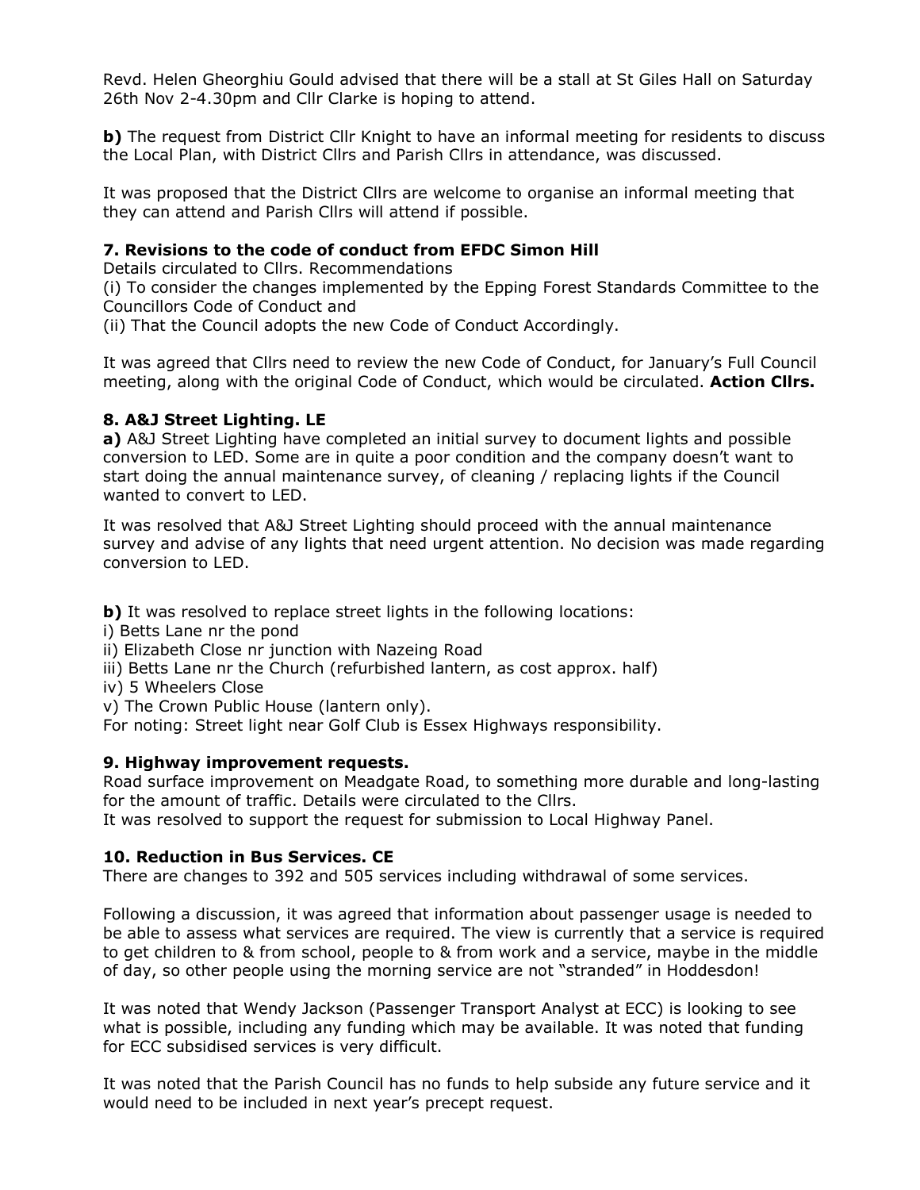Revd. Helen Gheorghiu Gould advised that there will be a stall at St Giles Hall on Saturday 26th Nov 2-4.30pm and Cllr Clarke is hoping to attend.

**b)** The request from District Cllr Knight to have an informal meeting for residents to discuss the Local Plan, with District Cllrs and Parish Cllrs in attendance, was discussed.

It was proposed that the District Cllrs are welcome to organise an informal meeting that they can attend and Parish Cllrs will attend if possible.

**7. Revisions to the code of conduct from EFDC Simon Hill**

Details circulated to Cllrs. Recommendations

(i) To consider the changes implemented by the Epping Forest Standards Committee to the Councillors Code of Conduct and

(ii) That the Council adopts the new Code of Conduct Accordingly.

It was agreed that Cllrs need to review the new Code of Conduct, for January's Full Council meeting, along with the original Code of Conduct, which would be circulated. **Action Cllrs.**

**8. A&J Street Lighting. LE**

**a)** A&J Street Lighting have completed an initial survey to document lights and possible conversion to LED. Some are in quite a poor condition and the company doesn't want to start doing the annual maintenance survey, of cleaning / replacing lights if the Council wanted to convert to LED.

It was resolved that A&J Street Lighting should proceed with the annual maintenance survey and advise of any lights that need urgent attention. No decision was made regarding conversion to LED.

**b)** It was resolved to replace street lights in the following locations:

i) Betts Lane nr the pond

ii) Elizabeth Close nr junction with Nazeing Road

iii) Betts Lane nr the Church (refurbished lantern, as cost approx. half)

iv) 5 Wheelers Close

v) The Crown Public House (lantern only).

For noting: Street light near Golf Club is Essex Highways responsibility.

**9. Highway improvement requests.**

Road surface improvement on Meadgate Road, to something more durable and long-lasting for the amount of traffic. Details were circulated to the Cllrs.

It was resolved to support the request for submission to Local Highway Panel.

**10. Reduction in Bus Services. CE**

There are changes to 392 and 505 services including withdrawal of some services.

Following a discussion, it was agreed that information about passenger usage is needed to be able to assess what services are required. The view is currently that a service is required to get children to & from school, people to & from work and a service, maybe in the middle of day, so other people using the morning service are not "stranded" in Hoddesdon!

It was noted that Wendy Jackson (Passenger Transport Analyst at ECC) is looking to see what is possible, including any funding which may be available. It was noted that funding for ECC subsidised services is very difficult.

It was noted that the Parish Council has no funds to help subside any future service and it would need to be included in next year's precept request.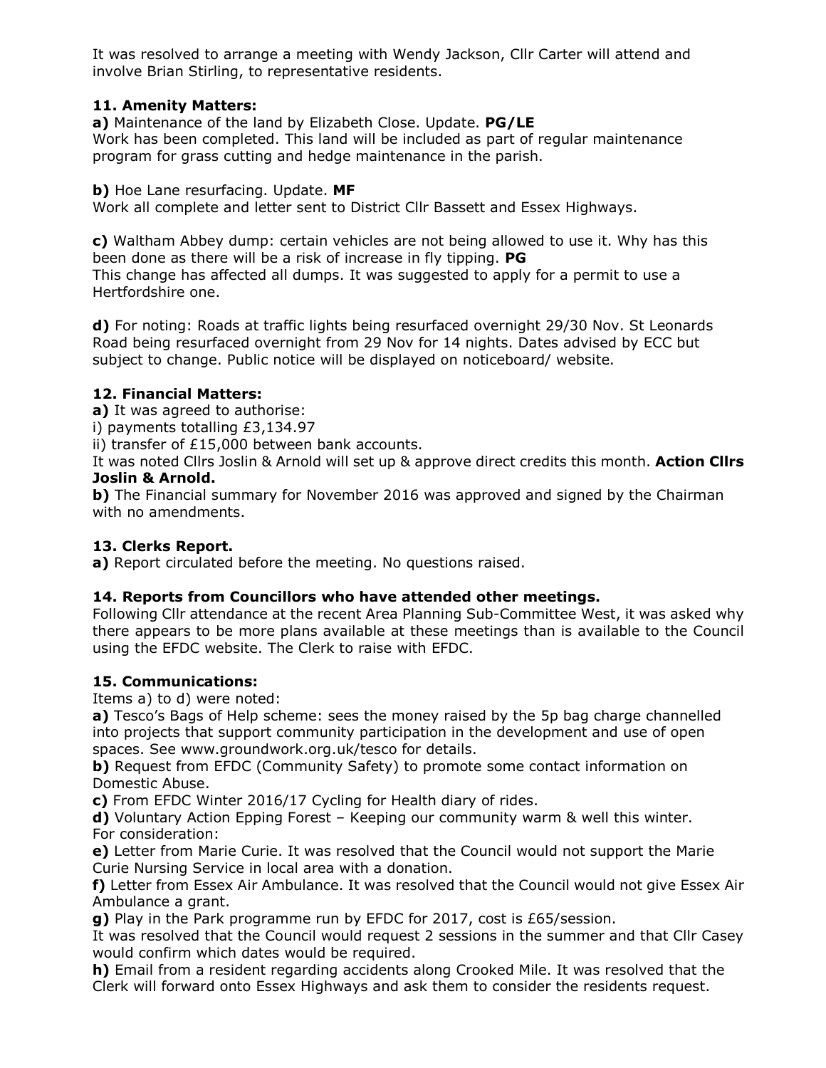It was resolved to arrange a meeting with Wendy Jackson, Cllr Carter will attend and involve Brian Stirling, to representative residents.

**11. Amenity Matters:**

**a)** Maintenance of the land by Elizabeth Close. Update. **PG/LE**
Work has been completed. This land will be included as part of regular maintenance program for grass cutting and hedge maintenance in the parish.

**b)** Hoe Lane resurfacing. Update. **MF**
Work all complete and letter sent to District Cllr Bassett and Essex Highways.

**c)** Waltham Abbey dump: certain vehicles are not being allowed to use it. Why has this been done as there will be a risk of increase in fly tipping. **PG**
This change has affected all dumps. It was suggested to apply for a permit to use a Hertfordshire one.

**d)** For noting: Roads at traffic lights being resurfaced overnight 29/30 Nov. St Leonards Road being resurfaced overnight from 29 Nov for 14 nights. Dates advised by ECC but subject to change. Public notice will be displayed on noticeboard/ website.

**12. Financial Matters:**

**a)** It was agreed to authorise:
i) payments totalling £3,134.97
ii) transfer of £15,000 between bank accounts.
It was noted Cllrs Joslin & Arnold will set up & approve direct credits this month. **Action Cllrs Joslin & Arnold.**

**b)** The Financial summary for November 2016 was approved and signed by the Chairman with no amendments.

**13. Clerks Report.**

**a)** Report circulated before the meeting. No questions raised.

**14. Reports from Councillors who have attended other meetings.**

Following Cllr attendance at the recent Area Planning Sub-Committee West, it was asked why there appears to be more plans available at these meetings than is available to the Council using the EFDC website. The Clerk to raise with EFDC.

**15. Communications:**

Items a) to d) were noted:

**a)** Tesco's Bags of Help scheme: sees the money raised by the 5p bag charge channelled into projects that support community participation in the development and use of open spaces. See www.groundwork.org.uk/tesco for details.

**b)** Request from EFDC (Community Safety) to promote some contact information on Domestic Abuse.

**c)** From EFDC Winter 2016/17 Cycling for Health diary of rides.

**d)** Voluntary Action Epping Forest – Keeping our community warm & well this winter.

For consideration:

**e)** Letter from Marie Curie. It was resolved that the Council would not support the Marie Curie Nursing Service in local area with a donation.

**f)** Letter from Essex Air Ambulance. It was resolved that the Council would not give Essex Air Ambulance a grant.

**g)** Play in the Park programme run by EFDC for 2017, cost is £65/session.
It was resolved that the Council would request 2 sessions in the summer and that Cllr Casey would confirm which dates would be required.

**h)** Email from a resident regarding accidents along Crooked Mile. It was resolved that the Clerk will forward onto Essex Highways and ask them to consider the residents request.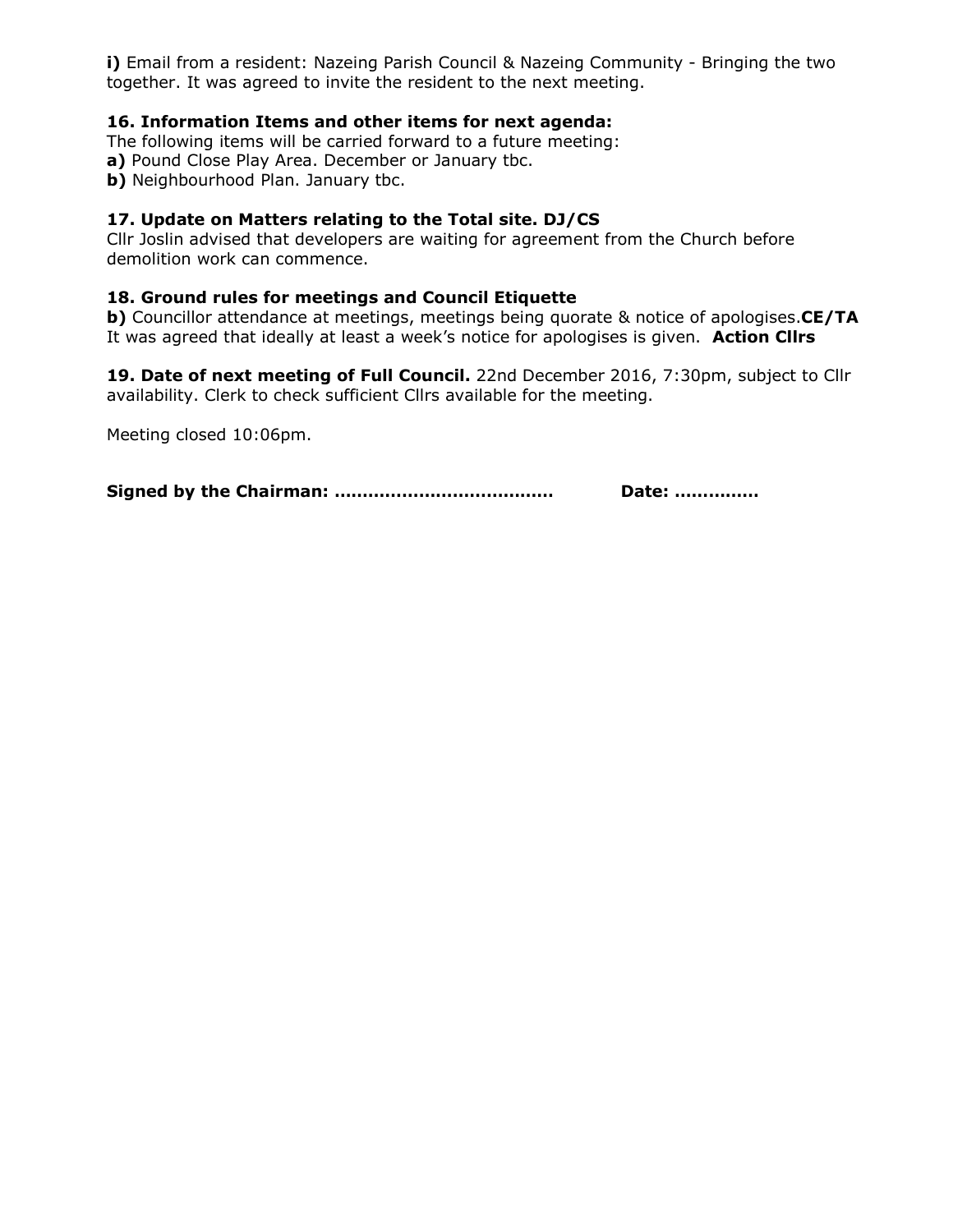**i)** Email from a resident: Nazeing Parish Council & Nazeing Community - Bringing the two together. It was agreed to invite the resident to the next meeting.

**16. Information Items and other items for next agenda:**
The following items will be carried forward to a future meeting:
**a)** Pound Close Play Area. December or January tbc.
**b)** Neighbourhood Plan. January tbc.

**17. Update on Matters relating to the Total site. DJ/CS**
Cllr Joslin advised that developers are waiting for agreement from the Church before demolition work can commence.

**18. Ground rules for meetings and Council Etiquette**
**b)** Councillor attendance at meetings, meetings being quorate & notice of apologises.**CE/TA**
It was agreed that ideally at least a week's notice for apologises is given. **Action Cllrs**

**19. Date of next meeting of Full Council.** 22nd December 2016, 7:30pm, subject to Cllr availability. Clerk to check sufficient Cllrs available for the meeting.

Meeting closed 10:06pm.

**Signed by the Chairman: ……………………………….. Date: ……………**